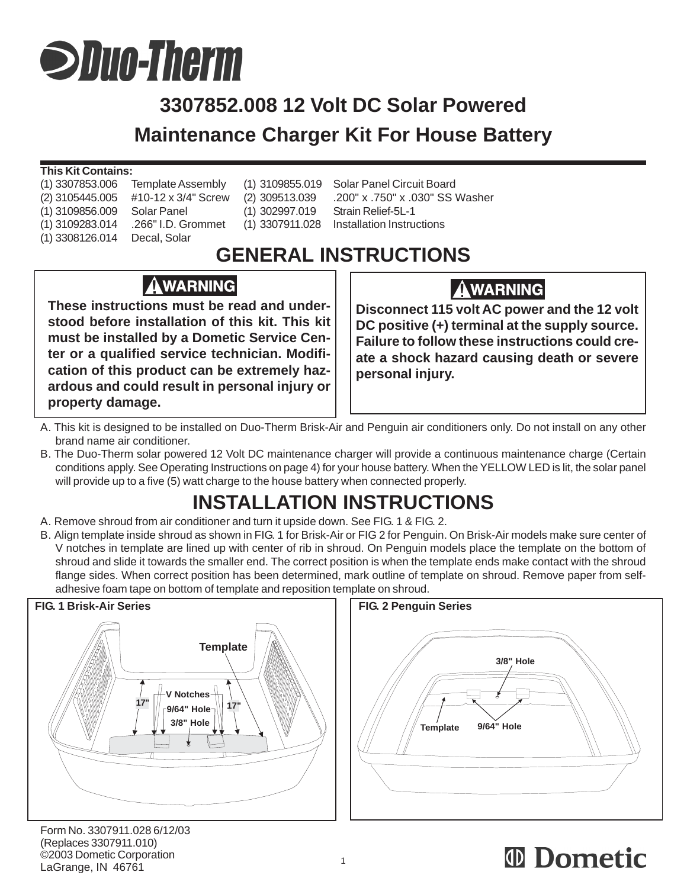# Duo-Therm

## 3307852.008 12 Volt DC Solar Powered Maintenance Charger Kit For House Battery

**This Kit Contains:**

| | | | |
|---|---|---|---|
| (1) 3307853.006 | Template Assembly | (1) 3109855.019 | Solar Panel Circuit Board |
| (2) 3105445.005 | #10-12 x 3/4" Screw | (2) 309513.039 | .200" x .750" x .030" SS Washer |
| (1) 3109856.009 | Solar Panel | (1) 302997.019 | Strain Relief-5L-1 |
| (1) 3109283.014 | .266" I.D. Grommet | (1) 3307911.028 | Installation Instructions |
| (1) 3308126.014 | Decal, Solar | | |

## GENERAL INSTRUCTIONS

**⚠WARNING**

**These instructions must be read and understood before installation of this kit. This kit must be installed by a Dometic Service Center or a qualified service technician. Modification of this product can be extremely hazardous and could result in personal injury or property damage.**

**⚠WARNING**

**Disconnect 115 volt AC power and the 12 volt DC positive (+) terminal at the supply source. Failure to follow these instructions could create a shock hazard causing death or severe personal injury.**

A. This kit is designed to be installed on Duo-Therm Brisk-Air and Penguin air conditioners only. Do not install on any other brand name air conditioner.

B. The Duo-Therm solar powered 12 Volt DC maintenance charger will provide a continuous maintenance charge (Certain conditions apply. See Operating Instructions on page 4) for your house battery. When the YELLOW LED is lit, the solar panel will provide up to a five (5) watt charge to the house battery when connected properly.

## INSTALLATION INSTRUCTIONS

A. Remove shroud from air conditioner and turn it upside down. See FIG. 1 & FIG. 2.

B. Align template inside shroud as shown in FIG. 1 for Brisk-Air or FIG 2 for Penguin. On Brisk-Air models make sure center of V notches in template are lined up with center of rib in shroud. On Penguin models place the template on the bottom of shroud and slide it towards the smaller end. The correct position is when the template ends make contact with the shroud flange sides. When correct position has been determined, mark outline of template on shroud. Remove paper from self-adhesive foam tape on bottom of template and reposition template on shroud.

**FIG. 1 Brisk-Air Series**

Template; V Notches; 17"; 17"; 9/64" Hole; 3/8" Hole

**FIG. 2 Penguin Series**

3/8" Hole; Template; 9/64" Hole

Form No. 3307911.028 6/12/03
(Replaces 3307911.010)
©2003 Dometic Corporation
LaGrange, IN 46761

Dometic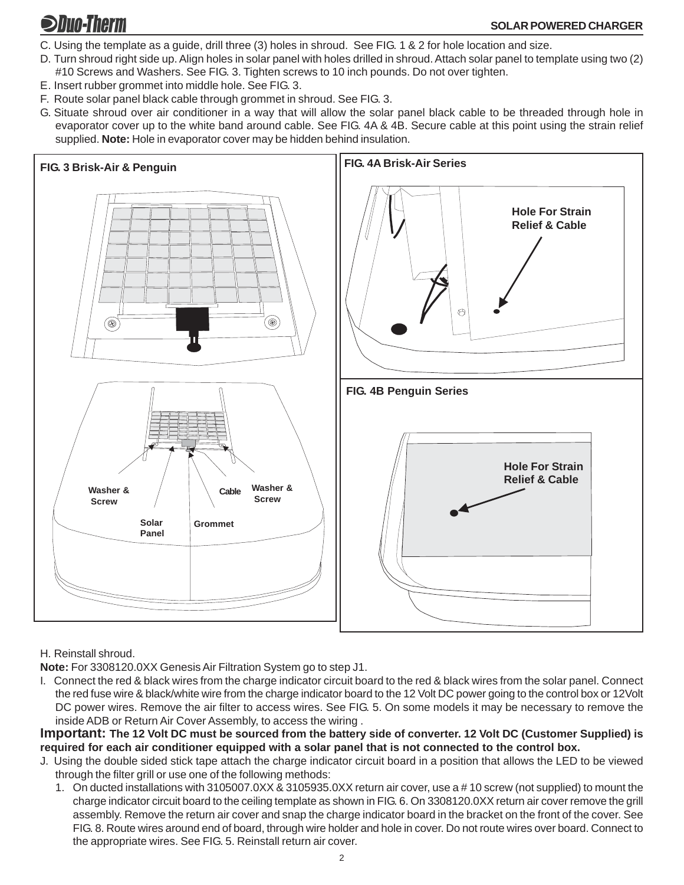C. Using the template as a guide, drill three (3) holes in shroud. See FIG. 1 & 2 for hole location and size.

D. Turn shroud right side up. Align holes in solar panel with holes drilled in shroud. Attach solar panel to template using two (2) #10 Screws and Washers. See FIG. 3. Tighten screws to 10 inch pounds. Do not over tighten.

E. Insert rubber grommet into middle hole. See FIG. 3.

F. Route solar panel black cable through grommet in shroud. See FIG. 3.

G. Situate shroud over air conditioner in a way that will allow the solar panel black cable to be threaded through hole in evaporator cover up to the white band around cable. See FIG. 4A & 4B. Secure cable at this point using the strain relief supplied. **Note:** Hole in evaporator cover may be hidden behind insulation.

**FIG. 3 Brisk-Air & Penguin**

Washer & Screw — Solar Panel — Grommet — Cable — Washer & Screw

**FIG. 4A Brisk-Air Series**

Hole For Strain Relief & Cable

**FIG. 4B Penguin Series**

Hole For Strain Relief & Cable

H. Reinstall shroud.

**Note:** For 3308120.0XX Genesis Air Filtration System go to step J1.

I. Connect the red & black wires from the charge indicator circuit board to the red & black wires from the solar panel. Connect the red fuse wire & black/white wire from the charge indicator board to the 12 Volt DC power going to the control box or 12Volt DC power wires. Remove the air filter to access wires. See FIG. 5. On some models it may be necessary to remove the inside ADB or Return Air Cover Assembly, to access the wiring .

**Important: The 12 Volt DC must be sourced from the battery side of converter. 12 Volt DC (Customer Supplied) is required for each air conditioner equipped with a solar panel that is not connected to the control box.**

J. Using the double sided stick tape attach the charge indicator circuit board in a position that allows the LED to be viewed through the filter grill or use one of the following methods:

1. On ducted installations with 3105007.0XX & 3105935.0XX return air cover, use a # 10 screw (not supplied) to mount the charge indicator circuit board to the ceiling template as shown in FIG. 6. On 3308120.0XX return air cover remove the grill assembly. Remove the return air cover and snap the charge indicator board in the bracket on the front of the cover. See FIG. 8. Route wires around end of board, through wire holder and hole in cover. Do not route wires over board. Connect to the appropriate wires. See FIG. 5. Reinstall return air cover.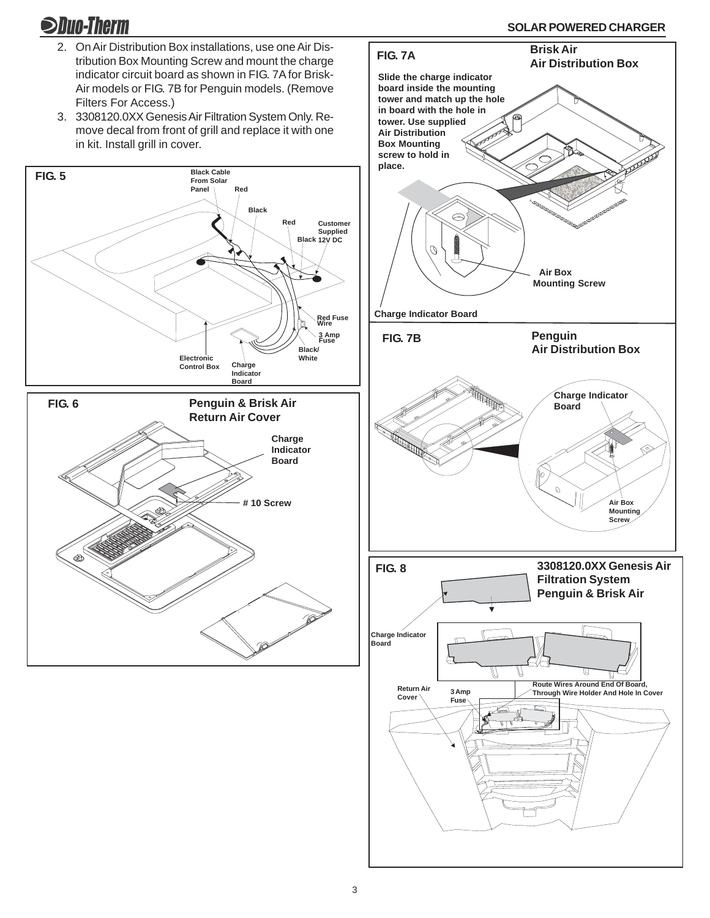2. On Air Distribution Box installations, use one Air Distribution Box Mounting Screw and mount the charge indicator circuit board as shown in FIG. 7A for Brisk-Air models or FIG. 7B for Penguin models. (Remove Filters For Access.)
3. 3308120.0XX Genesis Air Filtration System Only. Remove decal from front of grill and replace it with one in kit. Install grill in cover.

**FIG. 5**

Black Cable From Solar Panel | Red | Black | Red | Black | Customer Supplied 12V DC | Red Fuse Wire | 3 Amp Fuse | Black/White | Electronic Control Box | Charge Indicator Board

**FIG. 6** Penguin & Brisk Air Return Air Cover

Charge Indicator Board | # 10 Screw

**FIG. 7A** Brisk Air Air Distribution Box

Slide the charge indicator board inside the mounting tower and match up the hole in board with the hole in tower. Use supplied Air Distribution Box Mounting screw to hold in place.

Air Box Mounting Screw | Charge Indicator Board

**FIG. 7B** Penguin Air Distribution Box

Charge Indicator Board | Air Box Mounting Screw

**FIG. 8** 3308120.0XX Genesis Air Filtration System Penguin & Brisk Air

Charge Indicator Board | Return Air Cover | 3 Amp Fuse | Route Wires Around End Of Board, Through Wire Holder And Hole In Cover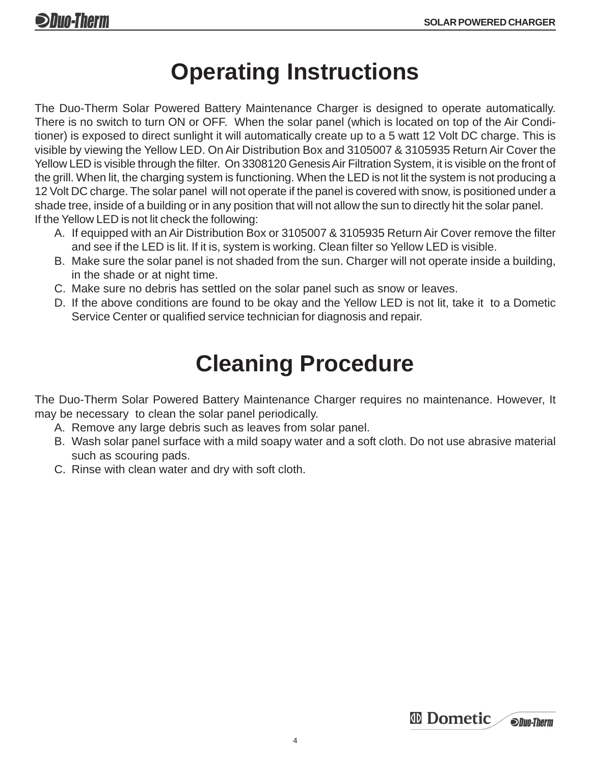# Operating Instructions

The Duo-Therm Solar Powered Battery Maintenance Charger is designed to operate automatically. There is no switch to turn ON or OFF. When the solar panel (which is located on top of the Air Conditioner) is exposed to direct sunlight it will automatically create up to a 5 watt 12 Volt DC charge. This is visible by viewing the Yellow LED. On Air Distribution Box and 3105007 & 3105935 Return Air Cover the Yellow LED is visible through the filter. On 3308120 Genesis Air Filtration System, it is visible on the front of the grill. When lit, the charging system is functioning. When the LED is not lit the system is not producing a 12 Volt DC charge. The solar panel will not operate if the panel is covered with snow, is positioned under a shade tree, inside of a building or in any position that will not allow the sun to directly hit the solar panel.
If the Yellow LED is not lit check the following:

A. If equipped with an Air Distribution Box or 3105007 & 3105935 Return Air Cover remove the filter and see if the LED is lit. If it is, system is working. Clean filter so Yellow LED is visible.
B. Make sure the solar panel is not shaded from the sun. Charger will not operate inside a building, in the shade or at night time.
C. Make sure no debris has settled on the solar panel such as snow or leaves.
D. If the above conditions are found to be okay and the Yellow LED is not lit, take it to a Dometic Service Center or qualified service technician for diagnosis and repair.

# Cleaning Procedure

The Duo-Therm Solar Powered Battery Maintenance Charger requires no maintenance. However, It may be necessary to clean the solar panel periodically.

A. Remove any large debris such as leaves from solar panel.
B. Wash solar panel surface with a mild soapy water and a soft cloth. Do not use abrasive material such as scouring pads.
C. Rinse with clean water and dry with soft cloth.